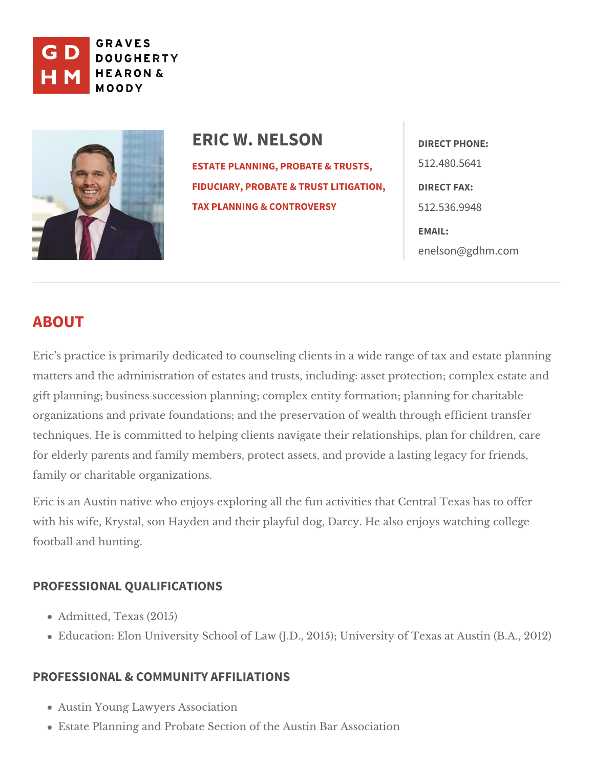GRAVES DOUGHERTY HEARON & MOODY

# ERIC W. NELSON

ESTATE PLANNING, PROBATE & TRUSTS, FIDUCIARY, PROBATE & TRUST LITIGATION, TAX PLANNING & CONTROVERSY

**DIRECT PHONE:**
512.480.5641

**DIRECT FAX:**
512.536.9948

**EMAIL:**
enelson@gdhm.com

## ABOUT

Eric's practice is primarily dedicated to counseling clients in a wide range of tax and estate planning matters and the administration of estates and trusts, including: asset protection; complex estate and gift planning; business succession planning; complex entity formation; planning for charitable organizations and private foundations; and the preservation of wealth through efficient transfer techniques. He is committed to helping clients navigate their relationships, plan for children, care for elderly parents and family members, protect assets, and provide a lasting legacy for friends, family or charitable organizations.

Eric is an Austin native who enjoys exploring all the fun activities that Central Texas has to offer with his wife, Krystal, son Hayden and their playful dog, Darcy. He also enjoys watching college football and hunting.

### PROFESSIONAL QUALIFICATIONS

- Admitted, Texas (2015)
- Education: Elon University School of Law (J.D., 2015); University of Texas at Austin (B.A., 2012)

### PROFESSIONAL & COMMUNITY AFFILIATIONS

- Austin Young Lawyers Association
- Estate Planning and Probate Section of the Austin Bar Association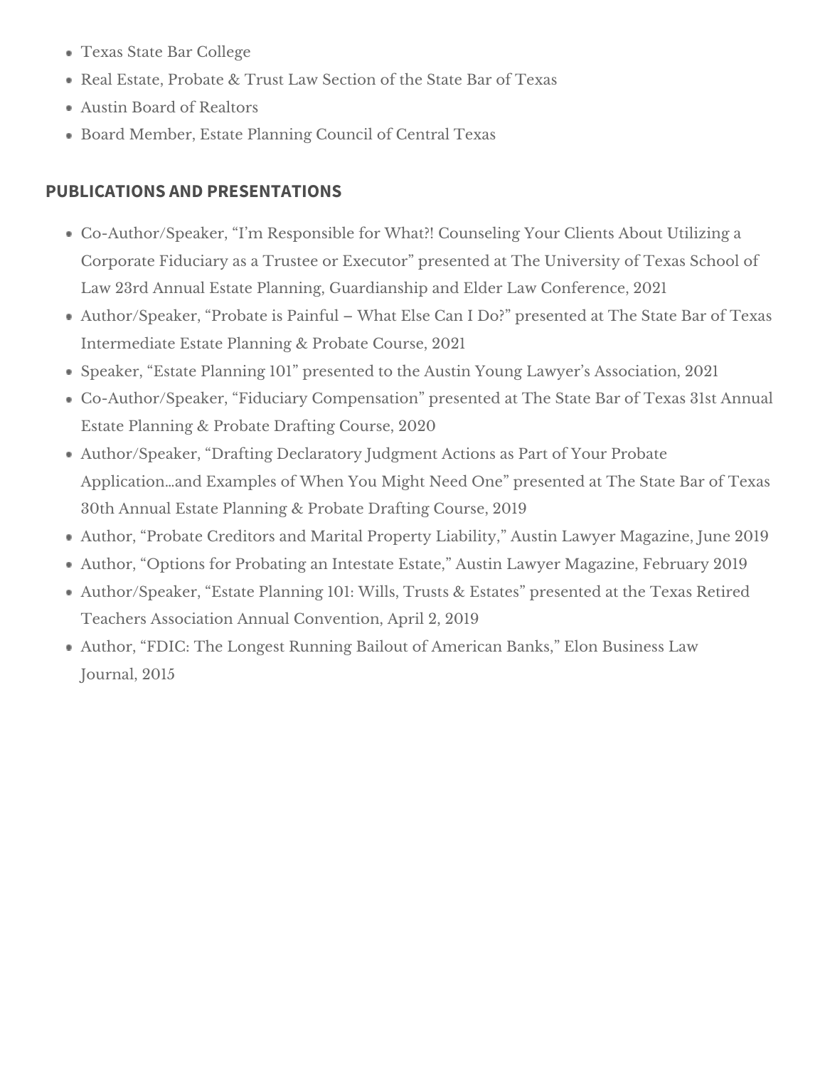- Texas State Bar College
- Real Estate, Probate & Trust Law Section of the State Bar of Texas
- Austin Board of Realtors
- Board Member, Estate Planning Council of Central Texas

## PUBLICATIONS AND PRESENTATIONS

- Co-Author/Speaker, "I'm Responsible for What?! Counseling Your Clients About Utilizing a Corporate Fiduciary as a Trustee or Executor" presented at The University of Texas School of Law 23rd Annual Estate Planning, Guardianship and Elder Law Conference, 2021
- Author/Speaker, "Probate is Painful – What Else Can I Do?" presented at The State Bar of Texas Intermediate Estate Planning & Probate Course, 2021
- Speaker, "Estate Planning 101" presented to the Austin Young Lawyer's Association, 2021
- Co-Author/Speaker, "Fiduciary Compensation" presented at The State Bar of Texas 31st Annual Estate Planning & Probate Drafting Course, 2020
- Author/Speaker, "Drafting Declaratory Judgment Actions as Part of Your Probate Application…and Examples of When You Might Need One" presented at The State Bar of Texas 30th Annual Estate Planning & Probate Drafting Course, 2019
- Author, "Probate Creditors and Marital Property Liability," Austin Lawyer Magazine, June 2019
- Author, "Options for Probating an Intestate Estate," Austin Lawyer Magazine, February 2019
- Author/Speaker, "Estate Planning 101: Wills, Trusts & Estates" presented at the Texas Retired Teachers Association Annual Convention, April 2, 2019
- Author, "FDIC: The Longest Running Bailout of American Banks," Elon Business Law Journal, 2015